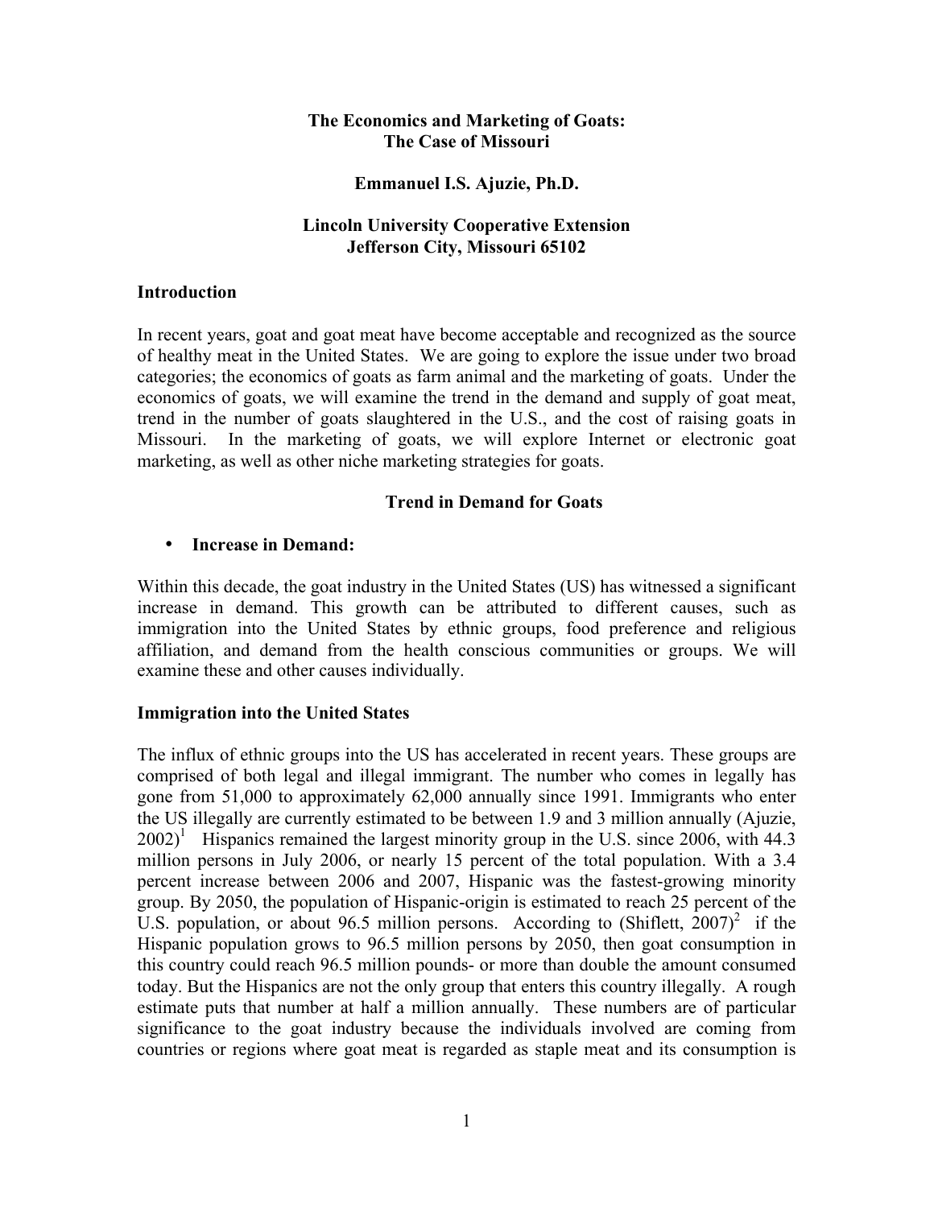# The Economics and Marketing of Goats: The Case of Missouri

**Emmanuel I.S. Ajuzie, Ph.D.**

**Lincoln University Cooperative Extension**
**Jefferson City, Missouri 65102**

## Introduction

In recent years, goat and goat meat have become acceptable and recognized as the source of healthy meat in the United States. We are going to explore the issue under two broad categories; the economics of goats as farm animal and the marketing of goats. Under the economics of goats, we will examine the trend in the demand and supply of goat meat, trend in the number of goats slaughtered in the U.S., and the cost of raising goats in Missouri. In the marketing of goats, we will explore Internet or electronic goat marketing, as well as other niche marketing strategies for goats.

## Trend in Demand for Goats

- **Increase in Demand:**

Within this decade, the goat industry in the United States (US) has witnessed a significant increase in demand. This growth can be attributed to different causes, such as immigration into the United States by ethnic groups, food preference and religious affiliation, and demand from the health conscious communities or groups. We will examine these and other causes individually.

### Immigration into the United States

The influx of ethnic groups into the US has accelerated in recent years. These groups are comprised of both legal and illegal immigrant. The number who comes in legally has gone from 51,000 to approximately 62,000 annually since 1991. Immigrants who enter the US illegally are currently estimated to be between 1.9 and 3 million annually (Ajuzie, 2002)[1] Hispanics remained the largest minority group in the U.S. since 2006, with 44.3 million persons in July 2006, or nearly 15 percent of the total population. With a 3.4 percent increase between 2006 and 2007, Hispanic was the fastest-growing minority group. By 2050, the population of Hispanic-origin is estimated to reach 25 percent of the U.S. population, or about 96.5 million persons. According to (Shiflett, 2007)[2] if the Hispanic population grows to 96.5 million persons by 2050, then goat consumption in this country could reach 96.5 million pounds- or more than double the amount consumed today. But the Hispanics are not the only group that enters this country illegally. A rough estimate puts that number at half a million annually. These numbers are of particular significance to the goat industry because the individuals involved are coming from countries or regions where goat meat is regarded as staple meat and its consumption is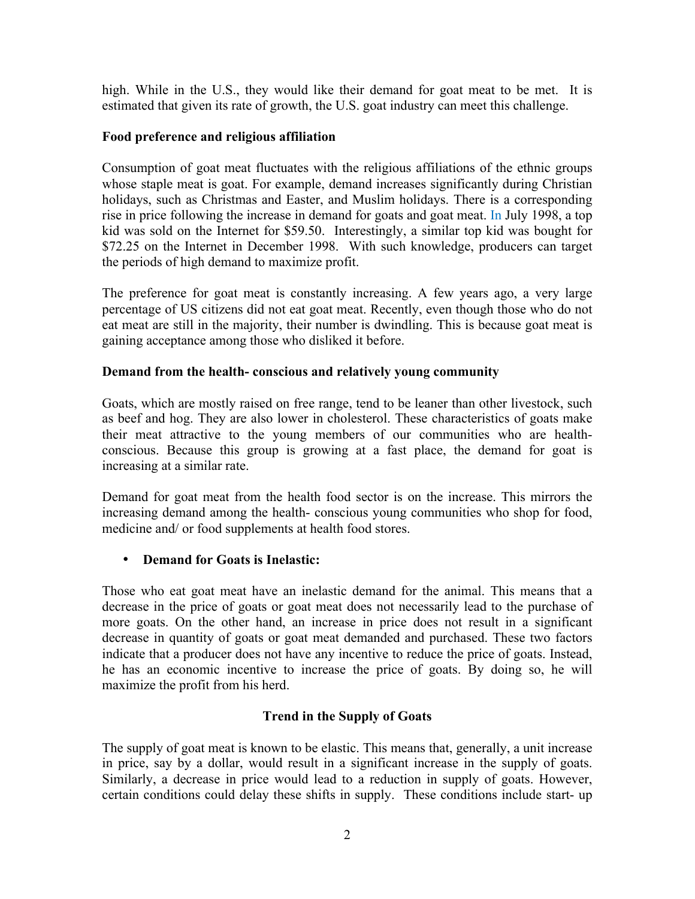high. While in the U.S., they would like their demand for goat meat to be met. It is estimated that given its rate of growth, the U.S. goat industry can meet this challenge.

**Food preference and religious affiliation**

Consumption of goat meat fluctuates with the religious affiliations of the ethnic groups whose staple meat is goat. For example, demand increases significantly during Christian holidays, such as Christmas and Easter, and Muslim holidays. There is a corresponding rise in price following the increase in demand for goats and goat meat. In July 1998, a top kid was sold on the Internet for $59.50. Interestingly, a similar top kid was bought for $72.25 on the Internet in December 1998. With such knowledge, producers can target the periods of high demand to maximize profit.

The preference for goat meat is constantly increasing. A few years ago, a very large percentage of US citizens did not eat goat meat. Recently, even though those who do not eat meat are still in the majority, their number is dwindling. This is because goat meat is gaining acceptance among those who disliked it before.

**Demand from the health- conscious and relatively young community**

Goats, which are mostly raised on free range, tend to be leaner than other livestock, such as beef and hog. They are also lower in cholesterol. These characteristics of goats make their meat attractive to the young members of our communities who are health-conscious. Because this group is growing at a fast place, the demand for goat is increasing at a similar rate.

Demand for goat meat from the health food sector is on the increase. This mirrors the increasing demand among the health- conscious young communities who shop for food, medicine and/ or food supplements at health food stores.

- **Demand for Goats is Inelastic:**

Those who eat goat meat have an inelastic demand for the animal. This means that a decrease in the price of goats or goat meat does not necessarily lead to the purchase of more goats. On the other hand, an increase in price does not result in a significant decrease in quantity of goats or goat meat demanded and purchased. These two factors indicate that a producer does not have any incentive to reduce the price of goats. Instead, he has an economic incentive to increase the price of goats. By doing so, he will maximize the profit from his herd.

**Trend in the Supply of Goats**

The supply of goat meat is known to be elastic. This means that, generally, a unit increase in price, say by a dollar, would result in a significant increase in the supply of goats. Similarly, a decrease in price would lead to a reduction in supply of goats. However, certain conditions could delay these shifts in supply. These conditions include start- up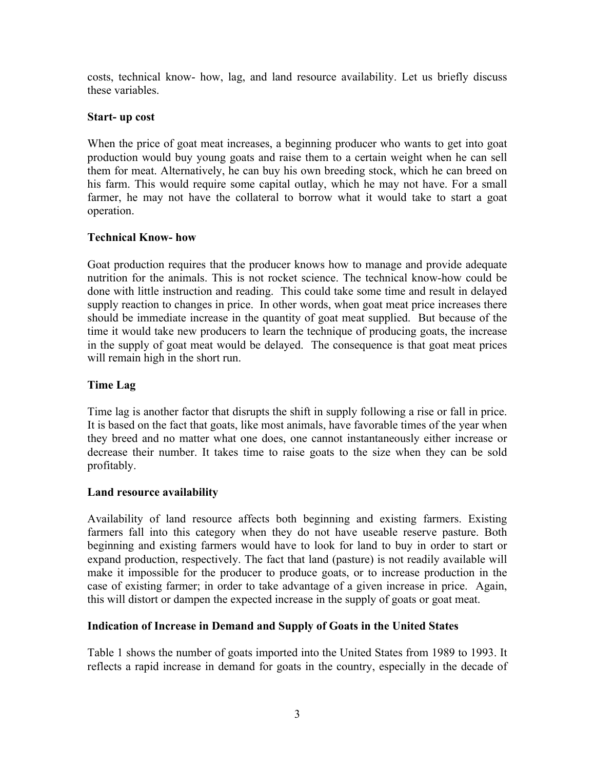costs, technical know- how, lag, and land resource availability. Let us briefly discuss these variables.

**Start- up cost**

When the price of goat meat increases, a beginning producer who wants to get into goat production would buy young goats and raise them to a certain weight when he can sell them for meat. Alternatively, he can buy his own breeding stock, which he can breed on his farm. This would require some capital outlay, which he may not have. For a small farmer, he may not have the collateral to borrow what it would take to start a goat operation.

**Technical Know- how**

Goat production requires that the producer knows how to manage and provide adequate nutrition for the animals. This is not rocket science. The technical know-how could be done with little instruction and reading. This could take some time and result in delayed supply reaction to changes in price. In other words, when goat meat price increases there should be immediate increase in the quantity of goat meat supplied. But because of the time it would take new producers to learn the technique of producing goats, the increase in the supply of goat meat would be delayed. The consequence is that goat meat prices will remain high in the short run.

**Time Lag**

Time lag is another factor that disrupts the shift in supply following a rise or fall in price. It is based on the fact that goats, like most animals, have favorable times of the year when they breed and no matter what one does, one cannot instantaneously either increase or decrease their number. It takes time to raise goats to the size when they can be sold profitably.

**Land resource availability**

Availability of land resource affects both beginning and existing farmers. Existing farmers fall into this category when they do not have useable reserve pasture. Both beginning and existing farmers would have to look for land to buy in order to start or expand production, respectively. The fact that land (pasture) is not readily available will make it impossible for the producer to produce goats, or to increase production in the case of existing farmer; in order to take advantage of a given increase in price. Again, this will distort or dampen the expected increase in the supply of goats or goat meat.

**Indication of Increase in Demand and Supply of Goats in the United States**

Table 1 shows the number of goats imported into the United States from 1989 to 1993. It reflects a rapid increase in demand for goats in the country, especially in the decade of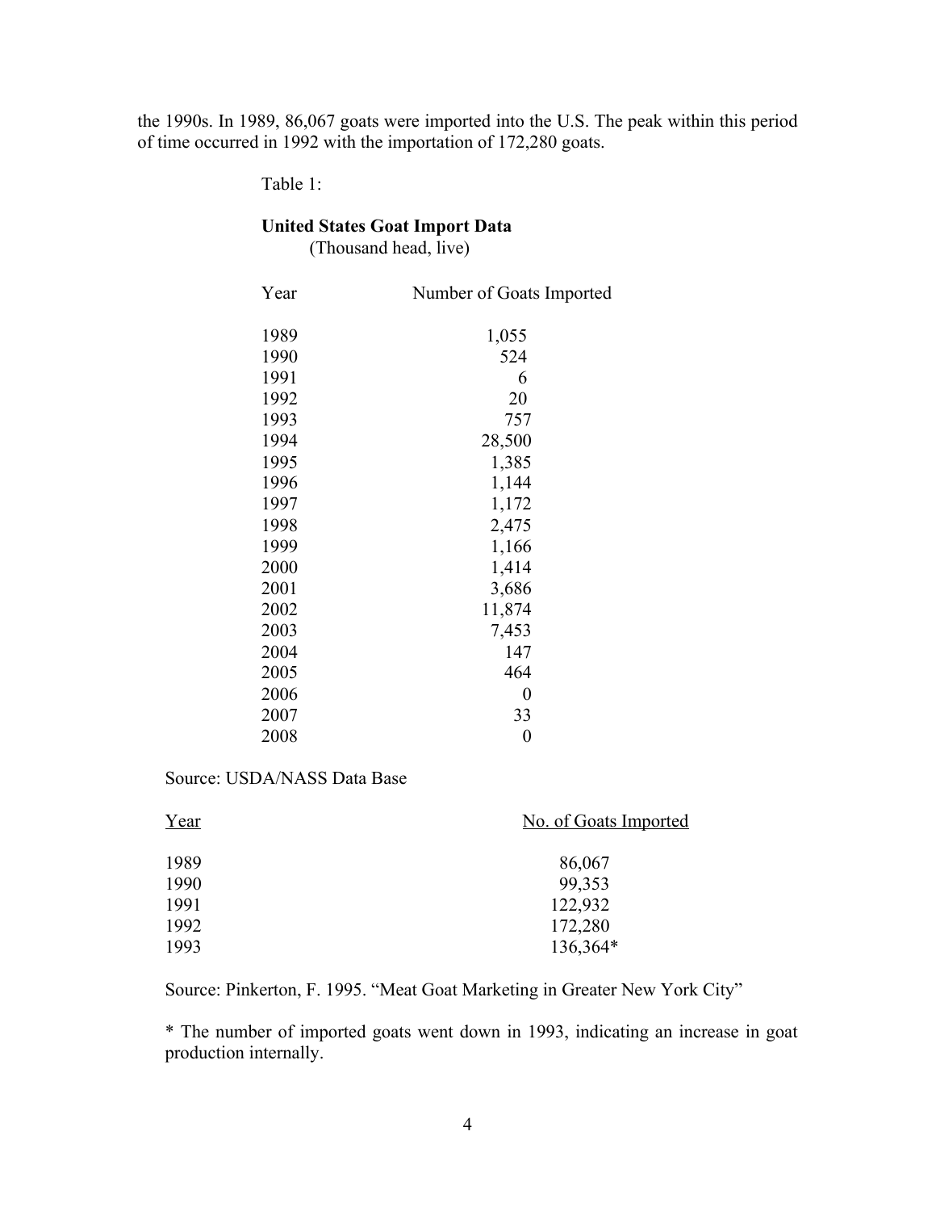the 1990s. In 1989, 86,067 goats were imported into the U.S. The peak within this period of time occurred in 1992 with the importation of 172,280 goats.

Table 1:

**United States Goat Import Data**
(Thousand head, live)

| Year | Number of Goats Imported |
|---|---|
| 1989 | 1,055 |
| 1990 | 524 |
| 1991 | 6 |
| 1992 | 20 |
| 1993 | 757 |
| 1994 | 28,500 |
| 1995 | 1,385 |
| 1996 | 1,144 |
| 1997 | 1,172 |
| 1998 | 2,475 |
| 1999 | 1,166 |
| 2000 | 1,414 |
| 2001 | 3,686 |
| 2002 | 11,874 |
| 2003 | 7,453 |
| 2004 | 147 |
| 2005 | 464 |
| 2006 | 0 |
| 2007 | 33 |
| 2008 | 0 |

Source: USDA/NASS Data Base

| Year | No. of Goats Imported |
|---|---|
| 1989 | 86,067 |
| 1990 | 99,353 |
| 1991 | 122,932 |
| 1992 | 172,280 |
| 1993 | 136,364* |

Source: Pinkerton, F. 1995. "Meat Goat Marketing in Greater New York City"

* The number of imported goats went down in 1993, indicating an increase in goat production internally.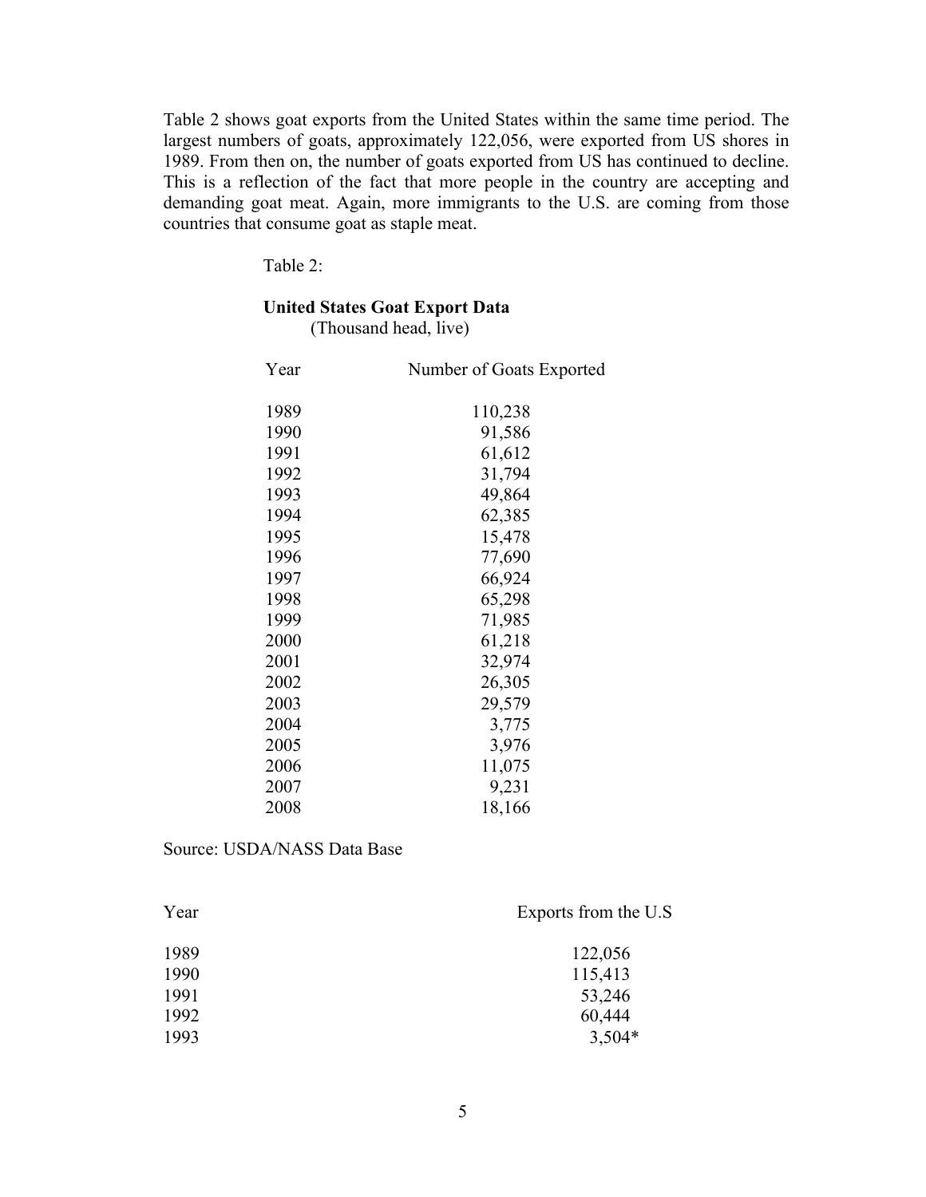Table 2 shows goat exports from the United States within the same time period. The largest numbers of goats, approximately 122,056, were exported from US shores in 1989. From then on, the number of goats exported from US has continued to decline. This is a reflection of the fact that more people in the country are accepting and demanding goat meat. Again, more immigrants to the U.S. are coming from those countries that consume goat as staple meat.

Table 2:

**United States Goat Export Data**
(Thousand head, live)

| Year | Number of Goats Exported |
|---|---|
| 1989 | 110,238 |
| 1990 | 91,586 |
| 1991 | 61,612 |
| 1992 | 31,794 |
| 1993 | 49,864 |
| 1994 | 62,385 |
| 1995 | 15,478 |
| 1996 | 77,690 |
| 1997 | 66,924 |
| 1998 | 65,298 |
| 1999 | 71,985 |
| 2000 | 61,218 |
| 2001 | 32,974 |
| 2002 | 26,305 |
| 2003 | 29,579 |
| 2004 | 3,775 |
| 2005 | 3,976 |
| 2006 | 11,075 |
| 2007 | 9,231 |
| 2008 | 18,166 |

Source: USDA/NASS Data Base

| Year | Exports from the U.S |
|---|---|
| 1989 | 122,056 |
| 1990 | 115,413 |
| 1991 | 53,246 |
| 1992 | 60,444 |
| 1993 | 3,504* |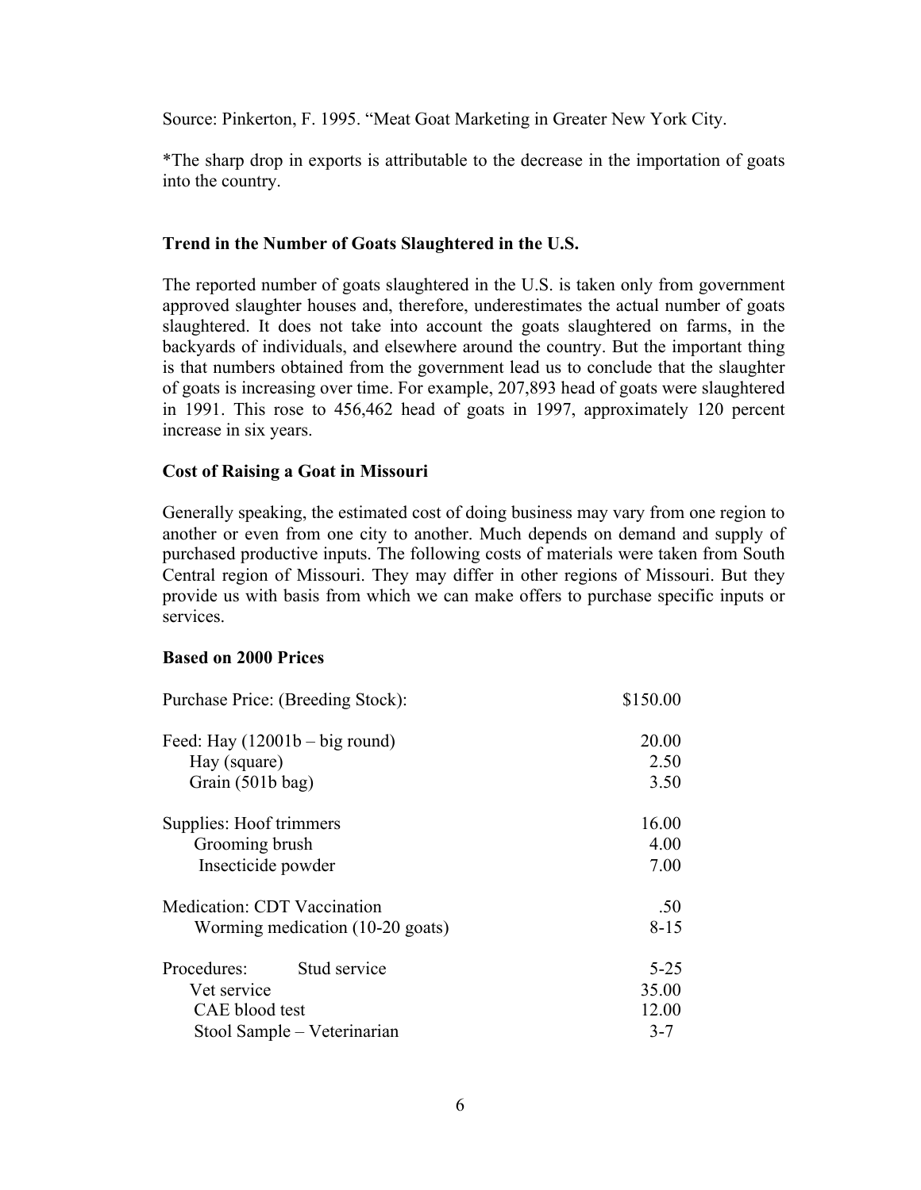Source: Pinkerton, F. 1995. "Meat Goat Marketing in Greater New York City.

*The sharp drop in exports is attributable to the decrease in the importation of goats into the country.

### Trend in the Number of Goats Slaughtered in the U.S.

The reported number of goats slaughtered in the U.S. is taken only from government approved slaughter houses and, therefore, underestimates the actual number of goats slaughtered. It does not take into account the goats slaughtered on farms, in the backyards of individuals, and elsewhere around the country. But the important thing is that numbers obtained from the government lead us to conclude that the slaughter of goats is increasing over time. For example, 207,893 head of goats were slaughtered in 1991. This rose to 456,462 head of goats in 1997, approximately 120 percent increase in six years.

### Cost of Raising a Goat in Missouri

Generally speaking, the estimated cost of doing business may vary from one region to another or even from one city to another. Much depends on demand and supply of purchased productive inputs. The following costs of materials were taken from South Central region of Missouri. They may differ in other regions of Missouri. But they provide us with basis from which we can make offers to purchase specific inputs or services.

**Based on 2000 Prices**

| Item | Price |
|---|---|
| Purchase Price: (Breeding Stock): | $150.00 |
| Feed: Hay (12001b – big round) | 20.00 |
| Hay (square) | 2.50 |
| Grain (501b bag) | 3.50 |
| Supplies: Hoof trimmers | 16.00 |
| Grooming brush | 4.00 |
| Insecticide powder | 7.00 |
| Medication: CDT Vaccination | .50 |
| Worming medication (10-20 goats) | 8-15 |
| Procedures: Stud service | 5-25 |
| Vet service | 35.00 |
| CAE blood test | 12.00 |
| Stool Sample – Veterinarian | 3-7 |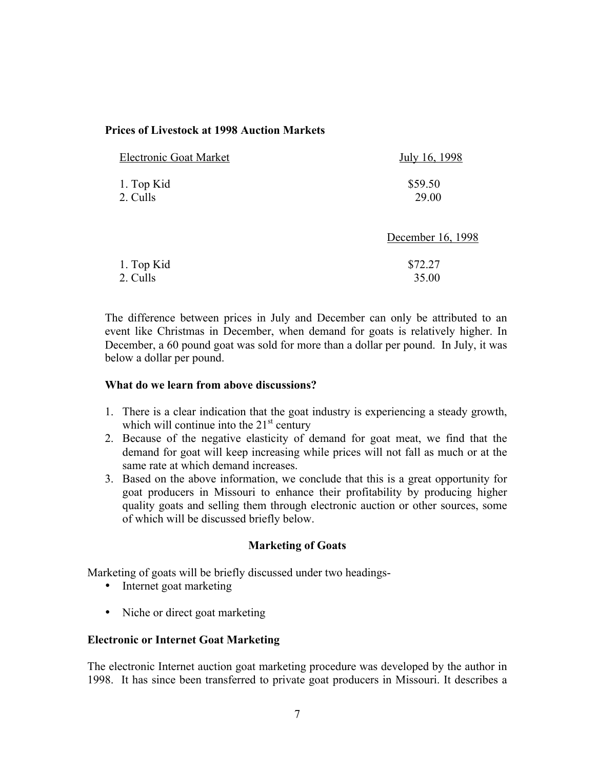**Prices of Livestock at 1998 Auction Markets**

| Electronic Goat Market | July 16, 1998 |
|---|---|
| 1. Top Kid | $59.50 |
| 2. Culls | 29.00 |
| | **December 16, 1998** |
| 1. Top Kid | $72.27 |
| 2. Culls | 35.00 |

The difference between prices in July and December can only be attributed to an event like Christmas in December, when demand for goats is relatively higher. In December, a 60 pound goat was sold for more than a dollar per pound. In July, it was below a dollar per pound.

**What do we learn from above discussions?**

1. There is a clear indication that the goat industry is experiencing a steady growth, which will continue into the 21st century
2. Because of the negative elasticity of demand for goat meat, we find that the demand for goat will keep increasing while prices will not fall as much or at the same rate at which demand increases.
3. Based on the above information, we conclude that this is a great opportunity for goat producers in Missouri to enhance their profitability by producing higher quality goats and selling them through electronic auction or other sources, some of which will be discussed briefly below.

**Marketing of Goats**

Marketing of goats will be briefly discussed under two headings-

- Internet goat marketing
- Niche or direct goat marketing

**Electronic or Internet Goat Marketing**

The electronic Internet auction goat marketing procedure was developed by the author in 1998. It has since been transferred to private goat producers in Missouri. It describes a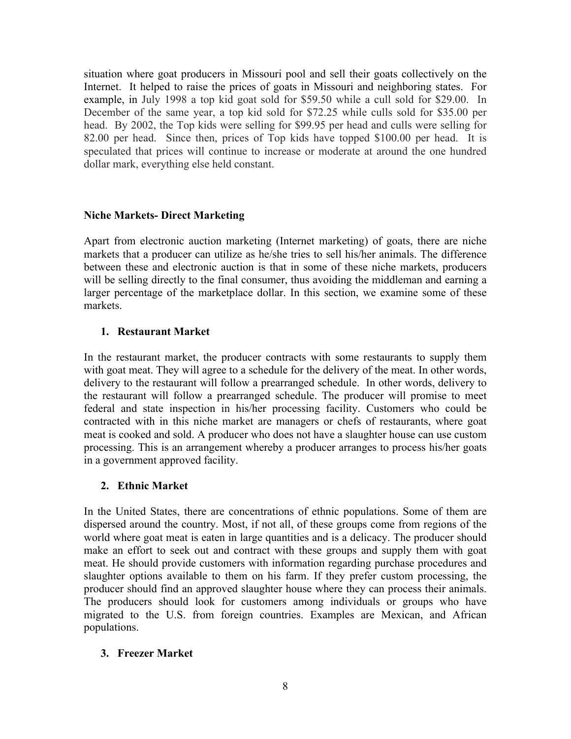situation where goat producers in Missouri pool and sell their goats collectively on the Internet. It helped to raise the prices of goats in Missouri and neighboring states. For example, in July 1998 a top kid goat sold for $59.50 while a cull sold for $29.00. In December of the same year, a top kid sold for $72.25 while culls sold for $35.00 per head. By 2002, the Top kids were selling for $99.95 per head and culls were selling for 82.00 per head. Since then, prices of Top kids have topped $100.00 per head. It is speculated that prices will continue to increase or moderate at around the one hundred dollar mark, everything else held constant.

**Niche Markets- Direct Marketing**

Apart from electronic auction marketing (Internet marketing) of goats, there are niche markets that a producer can utilize as he/she tries to sell his/her animals. The difference between these and electronic auction is that in some of these niche markets, producers will be selling directly to the final consumer, thus avoiding the middleman and earning a larger percentage of the marketplace dollar. In this section, we examine some of these markets.

1. **Restaurant Market**

In the restaurant market, the producer contracts with some restaurants to supply them with goat meat. They will agree to a schedule for the delivery of the meat. In other words, delivery to the restaurant will follow a prearranged schedule. In other words, delivery to the restaurant will follow a prearranged schedule. The producer will promise to meet federal and state inspection in his/her processing facility. Customers who could be contracted with in this niche market are managers or chefs of restaurants, where goat meat is cooked and sold. A producer who does not have a slaughter house can use custom processing. This is an arrangement whereby a producer arranges to process his/her goats in a government approved facility.

2. **Ethnic Market**

In the United States, there are concentrations of ethnic populations. Some of them are dispersed around the country. Most, if not all, of these groups come from regions of the world where goat meat is eaten in large quantities and is a delicacy. The producer should make an effort to seek out and contract with these groups and supply them with goat meat. He should provide customers with information regarding purchase procedures and slaughter options available to them on his farm. If they prefer custom processing, the producer should find an approved slaughter house where they can process their animals. The producers should look for customers among individuals or groups who have migrated to the U.S. from foreign countries. Examples are Mexican, and African populations.

3. **Freezer Market**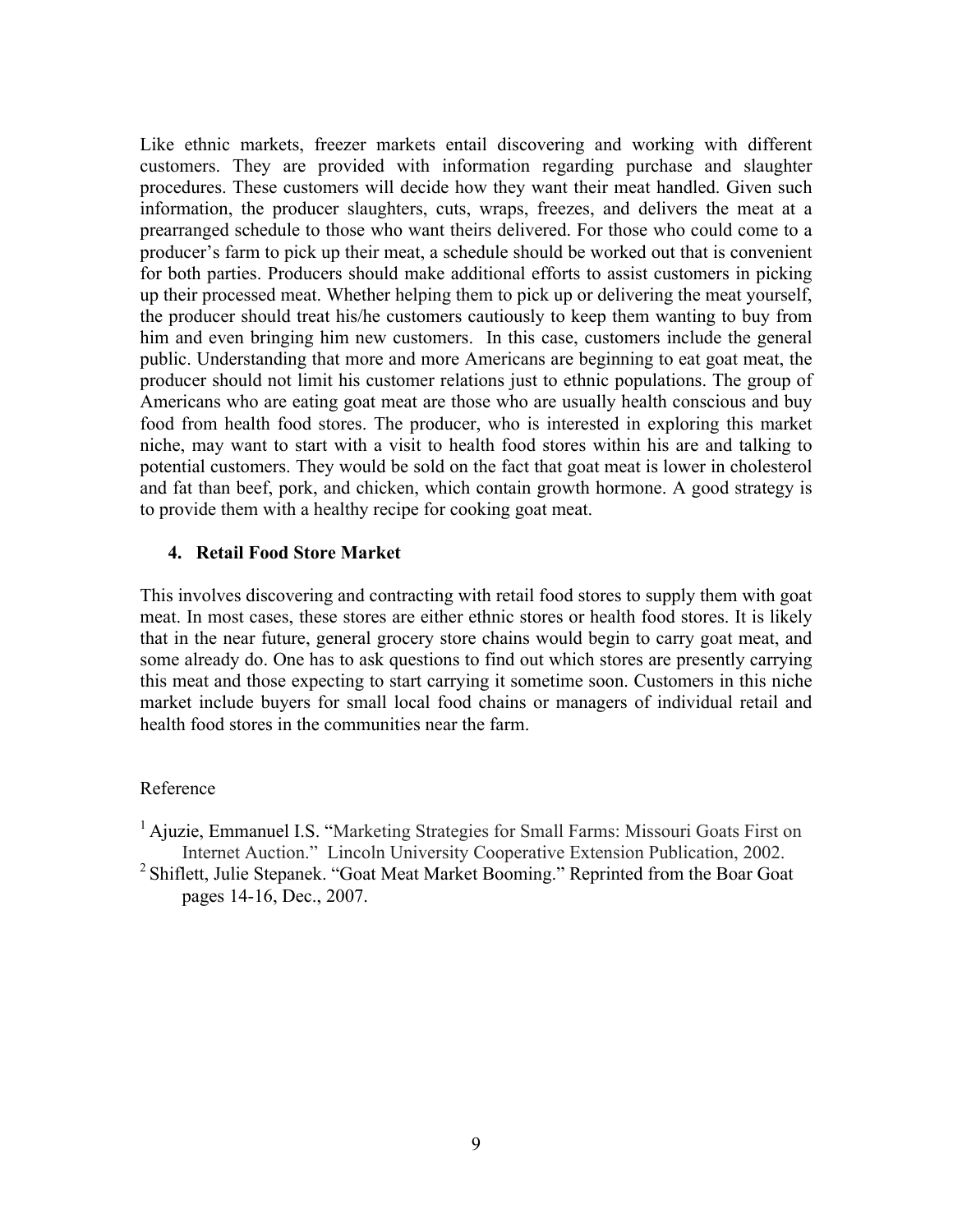Like ethnic markets, freezer markets entail discovering and working with different customers. They are provided with information regarding purchase and slaughter procedures. These customers will decide how they want their meat handled. Given such information, the producer slaughters, cuts, wraps, freezes, and delivers the meat at a prearranged schedule to those who want theirs delivered. For those who could come to a producer's farm to pick up their meat, a schedule should be worked out that is convenient for both parties. Producers should make additional efforts to assist customers in picking up their processed meat. Whether helping them to pick up or delivering the meat yourself, the producer should treat his/he customers cautiously to keep them wanting to buy from him and even bringing him new customers. In this case, customers include the general public. Understanding that more and more Americans are beginning to eat goat meat, the producer should not limit his customer relations just to ethnic populations. The group of Americans who are eating goat meat are those who are usually health conscious and buy food from health food stores. The producer, who is interested in exploring this market niche, may want to start with a visit to health food stores within his are and talking to potential customers. They would be sold on the fact that goat meat is lower in cholesterol and fat than beef, pork, and chicken, which contain growth hormone. A good strategy is to provide them with a healthy recipe for cooking goat meat.

4. **Retail Food Store Market**

This involves discovering and contracting with retail food stores to supply them with goat meat. In most cases, these stores are either ethnic stores or health food stores. It is likely that in the near future, general grocery store chains would begin to carry goat meat, and some already do. One has to ask questions to find out which stores are presently carrying this meat and those expecting to start carrying it sometime soon. Customers in this niche market include buyers for small local food chains or managers of individual retail and health food stores in the communities near the farm.

Reference

[1] Ajuzie, Emmanuel I.S. "Marketing Strategies for Small Farms: Missouri Goats First on Internet Auction." Lincoln University Cooperative Extension Publication, 2002.

[2] Shiflett, Julie Stepanek. "Goat Meat Market Booming." Reprinted from the Boar Goat pages 14-16, Dec., 2007.